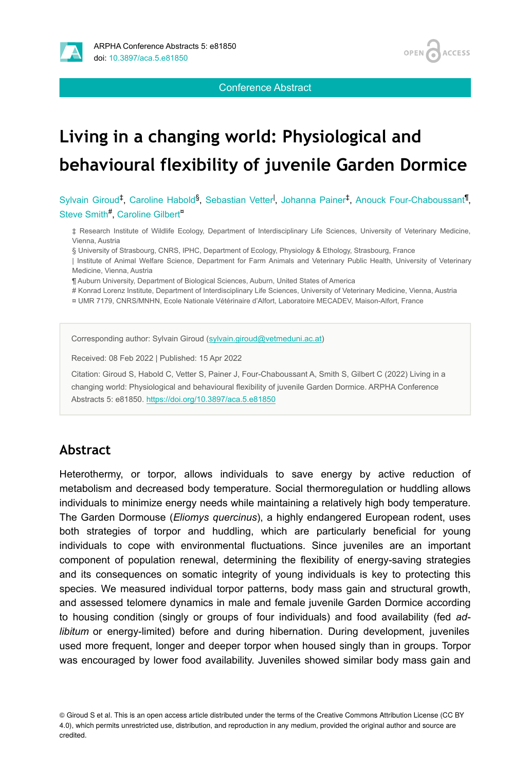ARPHA Conference Abstracts 5: e81850
doi: 10.3897/aca.5.e81850

Conference Abstract

# Living in a changing world: Physiological and behavioural flexibility of juvenile Garden Dormice

Sylvain Giroud[‡], Caroline Habold[§], Sebastian Vetter[|], Johanna Painer[‡], Anouck Four-Chaboussant[¶], Steve Smith[#], Caroline Gilbert[¤]

‡ Research Institute of Wildlife Ecology, Department of Interdisciplinary Life Sciences, University of Veterinary Medicine, Vienna, Austria

§ University of Strasbourg, CNRS, IPHC, Department of Ecology, Physiology & Ethology, Strasbourg, France

| Institute of Animal Welfare Science, Department for Farm Animals and Veterinary Public Health, University of Veterinary Medicine, Vienna, Austria

¶ Auburn University, Department of Biological Sciences, Auburn, United States of America

# Konrad Lorenz Institute, Department of Interdisciplinary Life Sciences, University of Veterinary Medicine, Vienna, Austria

¤ UMR 7179, CNRS/MNHN, Ecole Nationale Vétérinaire d'Alfort, Laboratoire MECADEV, Maison-Alfort, France

Corresponding author: Sylvain Giroud (sylvain.giroud@vetmeduni.ac.at)

Received: 08 Feb 2022 | Published: 15 Apr 2022

Citation: Giroud S, Habold C, Vetter S, Painer J, Four-Chaboussant A, Smith S, Gilbert C (2022) Living in a changing world: Physiological and behavioural flexibility of juvenile Garden Dormice. ARPHA Conference Abstracts 5: e81850. https://doi.org/10.3897/aca.5.e81850

## Abstract

Heterothermy, or torpor, allows individuals to save energy by active reduction of metabolism and decreased body temperature. Social thermoregulation or huddling allows individuals to minimize energy needs while maintaining a relatively high body temperature. The Garden Dormouse (*Eliomys quercinus*), a highly endangered European rodent, uses both strategies of torpor and huddling, which are particularly beneficial for young individuals to cope with environmental fluctuations. Since juveniles are an important component of population renewal, determining the flexibility of energy-saving strategies and its consequences on somatic integrity of young individuals is key to protecting this species. We measured individual torpor patterns, body mass gain and structural growth, and assessed telomere dynamics in male and female juvenile Garden Dormice according to housing condition (singly or groups of four individuals) and food availability (fed *ad-libitum* or energy-limited) before and during hibernation. During development, juveniles used more frequent, longer and deeper torpor when housed singly than in groups. Torpor was encouraged by lower food availability. Juveniles showed similar body mass gain and

© Giroud S et al. This is an open access article distributed under the terms of the Creative Commons Attribution License (CC BY 4.0), which permits unrestricted use, distribution, and reproduction in any medium, provided the original author and source are credited.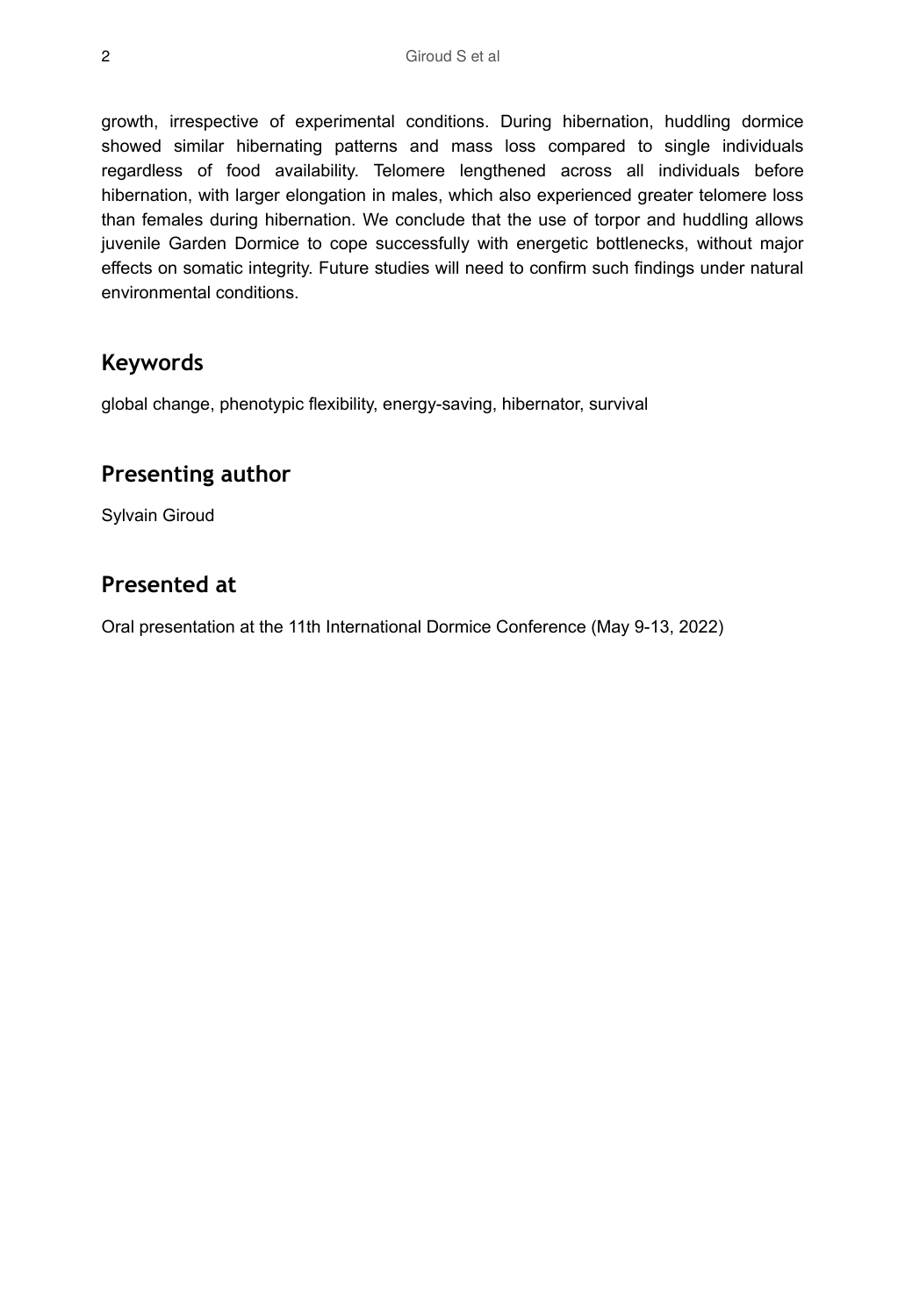growth, irrespective of experimental conditions. During hibernation, huddling dormice showed similar hibernating patterns and mass loss compared to single individuals regardless of food availability. Telomere lengthened across all individuals before hibernation, with larger elongation in males, which also experienced greater telomere loss than females during hibernation. We conclude that the use of torpor and huddling allows juvenile Garden Dormice to cope successfully with energetic bottlenecks, without major effects on somatic integrity. Future studies will need to confirm such findings under natural environmental conditions.

## Keywords

global change, phenotypic flexibility, energy-saving, hibernator, survival

## Presenting author

Sylvain Giroud

## Presented at

Oral presentation at the 11th International Dormice Conference (May 9-13, 2022)